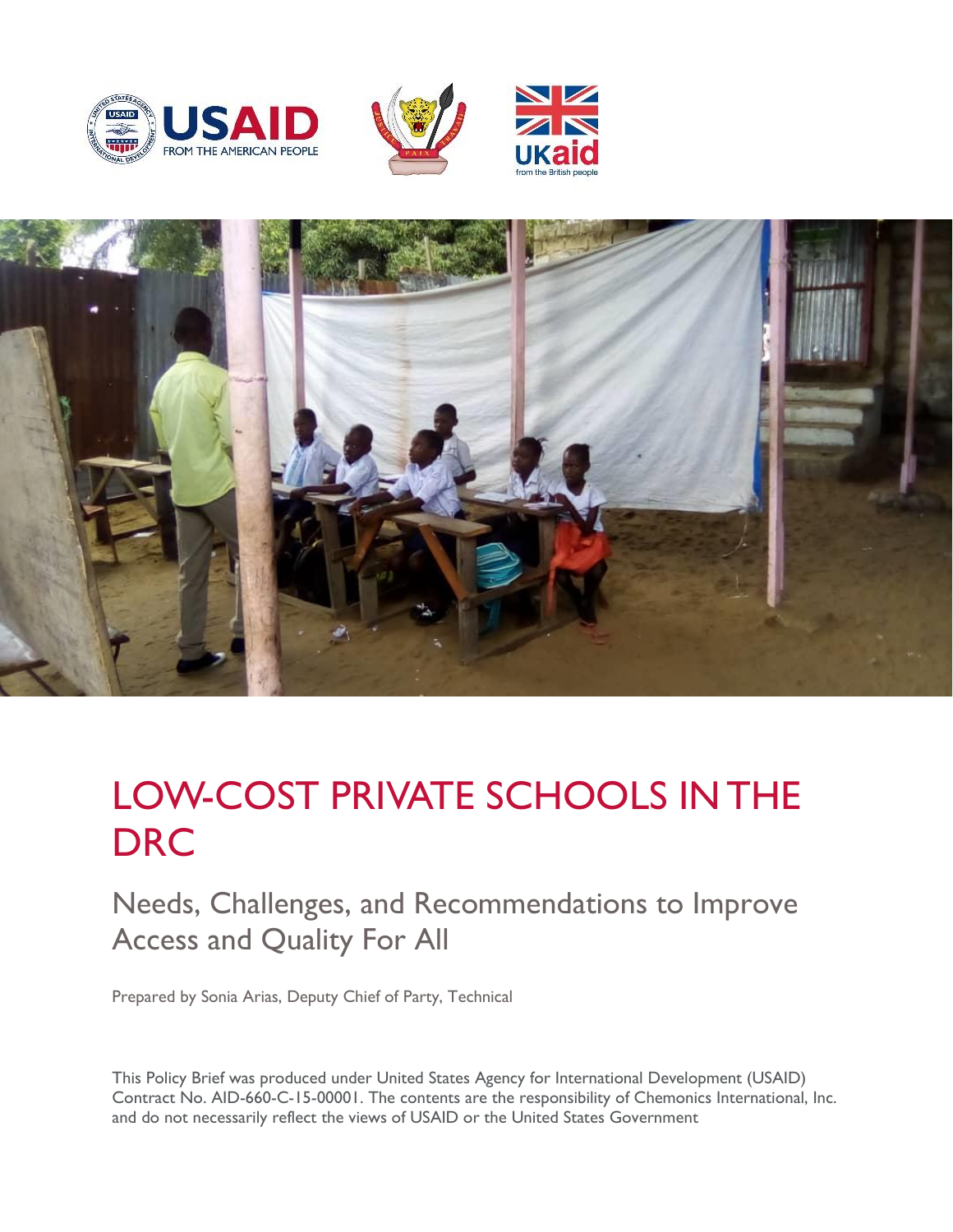# LOW-COST PRIVATE SCHOOLS IN THE DRC

## Needs, Challenges, and Recommendations to Improve Access and Quality For All

Prepared by Sonia Arias, Deputy Chief of Party, Technical

This Policy Brief was produced under United States Agency for International Development (USAID) Contract No. AID-660-C-15-00001. The contents are the responsibility of Chemonics International, Inc. and do not necessarily reflect the views of USAID or the United States Government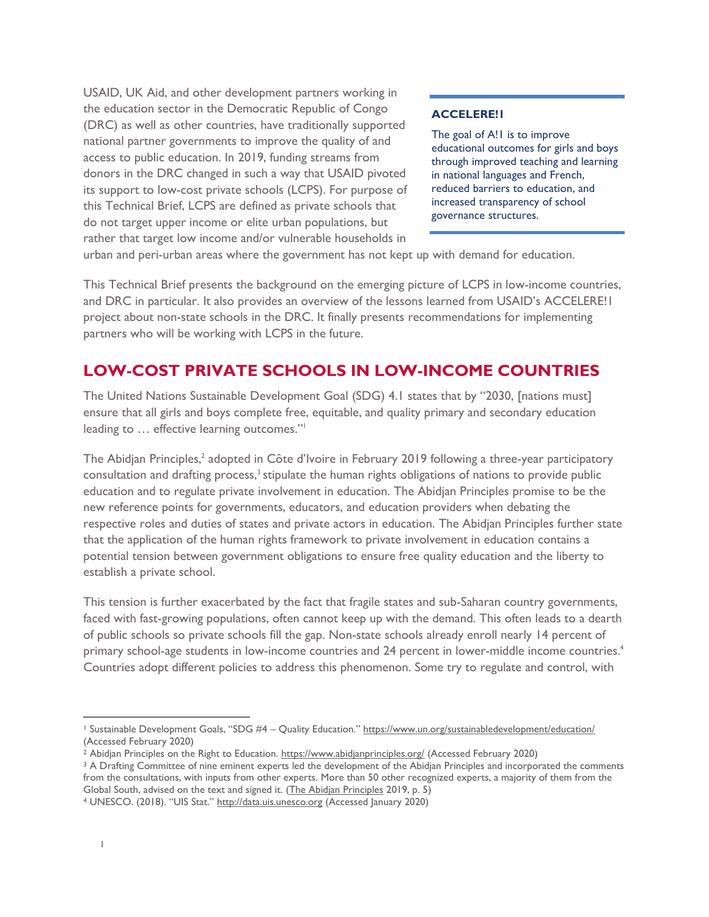USAID, UK Aid, and other development partners working in the education sector in the Democratic Republic of Congo (DRC) as well as other countries, have traditionally supported national partner governments to improve the quality of and access to public education. In 2019, funding streams from donors in the DRC changed in such a way that USAID pivoted its support to low-cost private schools (LCPS). For purpose of this Technical Brief, LCPS are defined as private schools that do not target upper income or elite urban populations, but rather that target low income and/or vulnerable households in urban and peri-urban areas where the government has not kept up with demand for education.

> **ACCELERE!1**
>
> The goal of A!1 is to improve educational outcomes for girls and boys through improved teaching and learning in national languages and French, reduced barriers to education, and increased transparency of school governance structures.

This Technical Brief presents the background on the emerging picture of LCPS in low-income countries, and DRC in particular. It also provides an overview of the lessons learned from USAID's ACCELERE!1 project about non-state schools in the DRC. It finally presents recommendations for implementing partners who will be working with LCPS in the future.

## LOW-COST PRIVATE SCHOOLS IN LOW-INCOME COUNTRIES

The United Nations Sustainable Development Goal (SDG) 4.1 states that by "2030, [nations must] ensure that all girls and boys complete free, equitable, and quality primary and secondary education leading to … effective learning outcomes."[1]

The Abidjan Principles,[2] adopted in Côte d'Ivoire in February 2019 following a three-year participatory consultation and drafting process,[3] stipulate the human rights obligations of nations to provide public education and to regulate private involvement in education. The Abidjan Principles promise to be the new reference points for governments, educators, and education providers when debating the respective roles and duties of states and private actors in education. The Abidjan Principles further state that the application of the human rights framework to private involvement in education contains a potential tension between government obligations to ensure free quality education and the liberty to establish a private school.

This tension is further exacerbated by the fact that fragile states and sub-Saharan country governments, faced with fast-growing populations, often cannot keep up with the demand. This often leads to a dearth of public schools so private schools fill the gap. Non-state schools already enroll nearly 14 percent of primary school-age students in low-income countries and 24 percent in lower-middle income countries.[4] Countries adopt different policies to address this phenomenon. Some try to regulate and control, with

---

[1] Sustainable Development Goals, "SDG #4 – Quality Education." https://www.un.org/sustainabledevelopment/education/ (Accessed February 2020)

[2] Abidjan Principles on the Right to Education. https://www.abidjanprinciples.org/ (Accessed February 2020)

[3] A Drafting Committee of nine eminent experts led the development of the Abidjan Principles and incorporated the comments from the consultations, with inputs from other experts. More than 50 other recognized experts, a majority of them from the Global South, advised on the text and signed it. (The Abidjan Principles 2019, p. 5)

[4] UNESCO. (2018). "UIS Stat." http://data.uis.unesco.org (Accessed January 2020)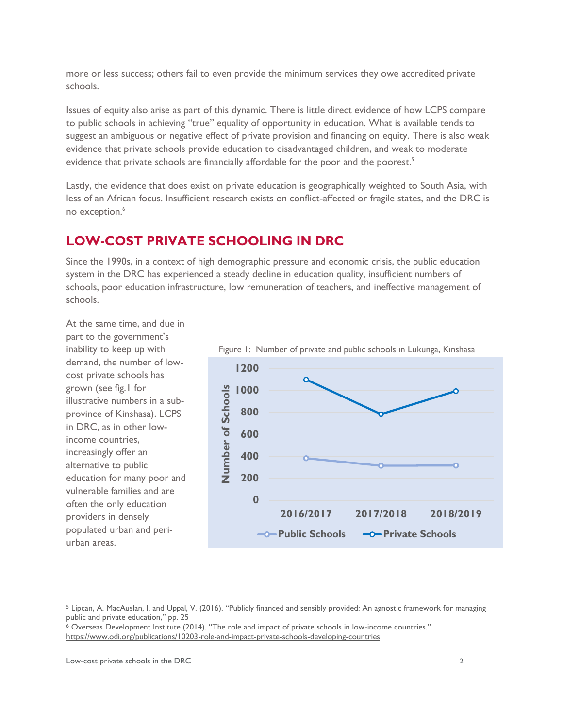more or less success; others fail to even provide the minimum services they owe accredited private schools.

Issues of equity also arise as part of this dynamic. There is little direct evidence of how LCPS compare to public schools in achieving "true" equality of opportunity in education. What is available tends to suggest an ambiguous or negative effect of private provision and financing on equity. There is also weak evidence that private schools provide education to disadvantaged children, and weak to moderate evidence that private schools are financially affordable for the poor and the poorest.[5]

Lastly, the evidence that does exist on private education is geographically weighted to South Asia, with less of an African focus. Insufficient research exists on conflict-affected or fragile states, and the DRC is no exception.[6]

## LOW-COST PRIVATE SCHOOLING IN DRC

Since the 1990s, in a context of high demographic pressure and economic crisis, the public education system in the DRC has experienced a steady decline in education quality, insufficient numbers of schools, poor education infrastructure, low remuneration of teachers, and ineffective management of schools.

At the same time, and due in part to the government's inability to keep up with demand, the number of low-cost private schools has grown (see fig.1 for illustrative numbers in a sub-province of Kinshasa). LCPS in DRC, as in other low-income countries, increasingly offer an alternative to public education for many poor and vulnerable families and are often the only education providers in densely populated urban and peri-urban areas.

Figure 1: Number of private and public schools in Lukunga, Kinshasa

---

[5] Lipcan, A. MacAuslan, I. and Uppal, V. (2016). "Publicly financed and sensibly provided: An agnostic framework for managing public and private education," pp. 25

[6] Overseas Development Institute (2014). "The role and impact of private schools in low-income countries." https://www.odi.org/publications/10203-role-and-impact-private-schools-developing-countries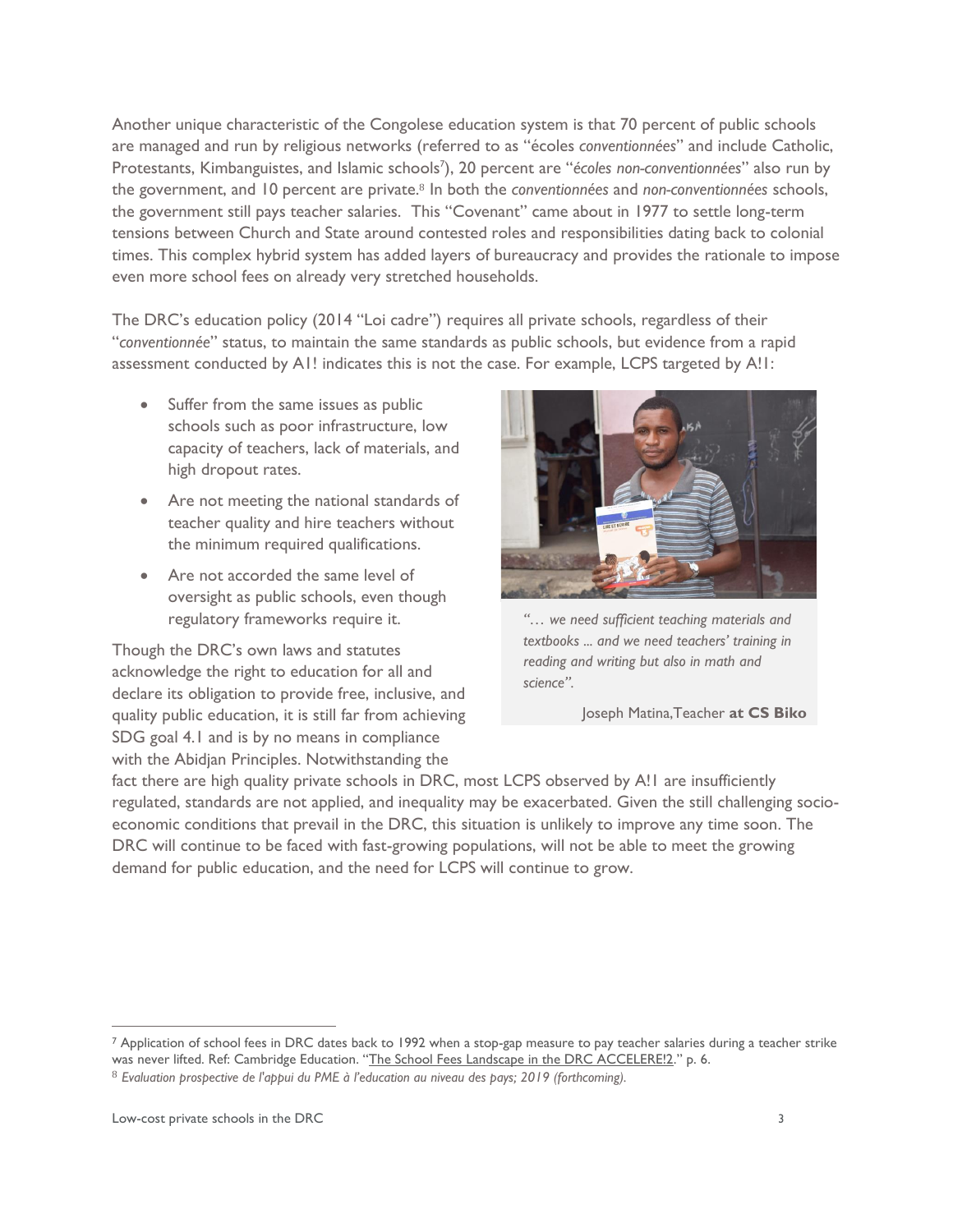Another unique characteristic of the Congolese education system is that 70 percent of public schools are managed and run by religious networks (referred to as "écoles *conventionnées*" and include Catholic, Protestants, Kimbanguistes, and Islamic schools[7]), 20 percent are "*écoles non-conventionnées*" also run by the government, and 10 percent are private.[8] In both the *conventionnées* and *non-conventionnées* schools, the government still pays teacher salaries. This "Covenant" came about in 1977 to settle long-term tensions between Church and State around contested roles and responsibilities dating back to colonial times. This complex hybrid system has added layers of bureaucracy and provides the rationale to impose even more school fees on already very stretched households.

The DRC's education policy (2014 "Loi cadre") requires all private schools, regardless of their "*conventionnée*" status, to maintain the same standards as public schools, but evidence from a rapid assessment conducted by A1! indicates this is not the case. For example, LCPS targeted by A!1:

- Suffer from the same issues as public schools such as poor infrastructure, low capacity of teachers, lack of materials, and high dropout rates.
- Are not meeting the national standards of teacher quality and hire teachers without the minimum required qualifications.
- Are not accorded the same level of oversight as public schools, even though regulatory frameworks require it.

*"… we need sufficient teaching materials and textbooks ... and we need teachers' training in reading and writing but also in math and science".*

Joseph Matina,Teacher **at CS Biko**

Though the DRC's own laws and statutes acknowledge the right to education for all and declare its obligation to provide free, inclusive, and quality public education, it is still far from achieving SDG goal 4.1 and is by no means in compliance with the Abidjan Principles. Notwithstanding the fact there are high quality private schools in DRC, most LCPS observed by A!1 are insufficiently regulated, standards are not applied, and inequality may be exacerbated. Given the still challenging socio-economic conditions that prevail in the DRC, this situation is unlikely to improve any time soon. The DRC will continue to be faced with fast-growing populations, will not be able to meet the growing demand for public education, and the need for LCPS will continue to grow.

---

[7] Application of school fees in DRC dates back to 1992 when a stop-gap measure to pay teacher salaries during a teacher strike was never lifted. Ref: Cambridge Education. "The School Fees Landscape in the DRC ACCELERE!2." p. 6.

[8] *Evaluation prospective de l'appui du PME à l'education au niveau des pays; 2019 (forthcoming).*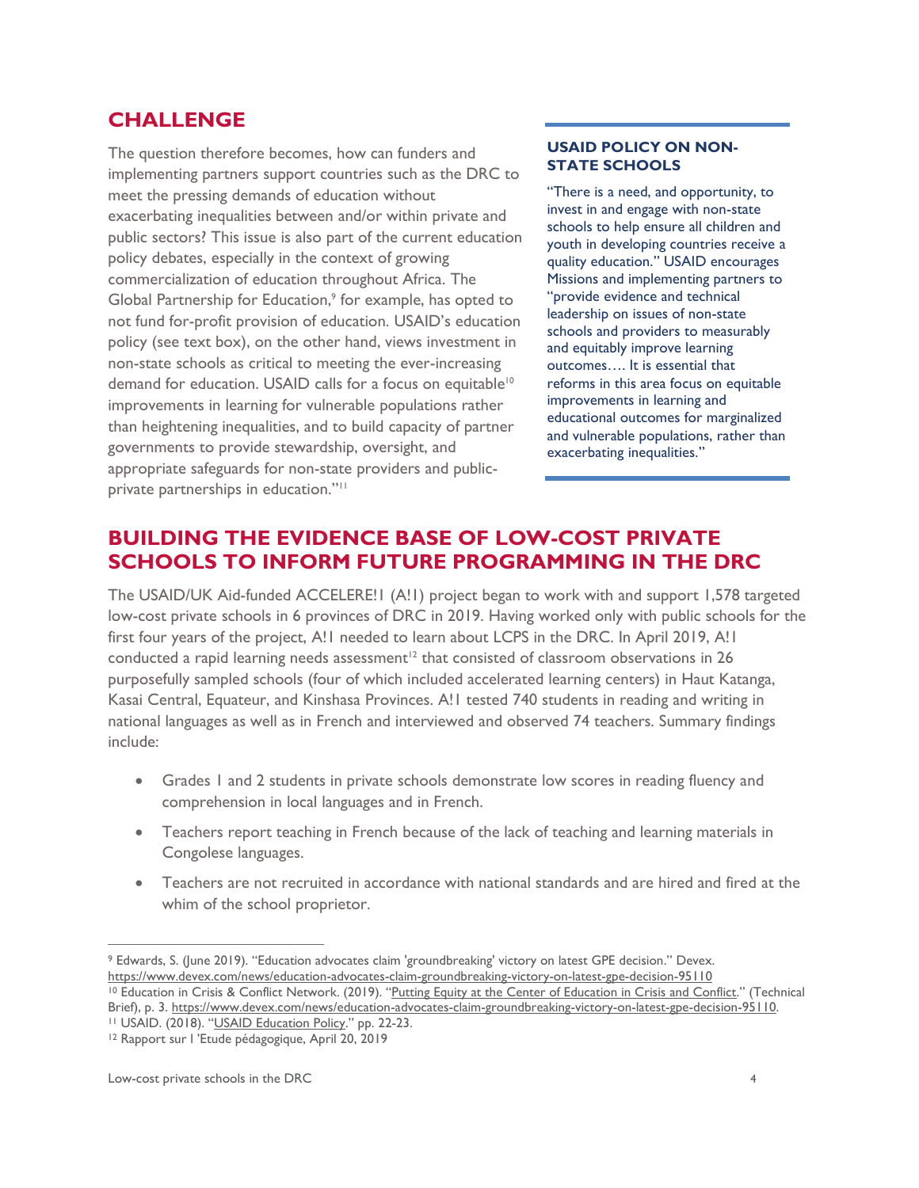## CHALLENGE

The question therefore becomes, how can funders and implementing partners support countries such as the DRC to meet the pressing demands of education without exacerbating inequalities between and/or within private and public sectors? This issue is also part of the current education policy debates, especially in the context of growing commercialization of education throughout Africa. The Global Partnership for Education,[9] for example, has opted to not fund for-profit provision of education. USAID's education policy (see text box), on the other hand, views investment in non-state schools as critical to meeting the ever-increasing demand for education. USAID calls for a focus on equitable[10] improvements in learning for vulnerable populations rather than heightening inequalities, and to build capacity of partner governments to provide stewardship, oversight, and appropriate safeguards for non-state providers and public-private partnerships in education."[11]

> **USAID POLICY ON NON-STATE SCHOOLS**
>
> "There is a need, and opportunity, to invest in and engage with non-state schools to help ensure all children and youth in developing countries receive a quality education." USAID encourages Missions and implementing partners to "provide evidence and technical leadership on issues of non-state schools and providers to measurably and equitably improve learning outcomes…. It is essential that reforms in this area focus on equitable improvements in learning and educational outcomes for marginalized and vulnerable populations, rather than exacerbating inequalities."

## BUILDING THE EVIDENCE BASE OF LOW-COST PRIVATE SCHOOLS TO INFORM FUTURE PROGRAMMING IN THE DRC

The USAID/UK Aid-funded ACCELERE!1 (A!1) project began to work with and support 1,578 targeted low-cost private schools in 6 provinces of DRC in 2019. Having worked only with public schools for the first four years of the project, A!1 needed to learn about LCPS in the DRC. In April 2019, A!1 conducted a rapid learning needs assessment[12] that consisted of classroom observations in 26 purposefully sampled schools (four of which included accelerated learning centers) in Haut Katanga, Kasai Central, Equateur, and Kinshasa Provinces. A!1 tested 740 students in reading and writing in national languages as well as in French and interviewed and observed 74 teachers. Summary findings include:

- Grades 1 and 2 students in private schools demonstrate low scores in reading fluency and comprehension in local languages and in French.
- Teachers report teaching in French because of the lack of teaching and learning materials in Congolese languages.
- Teachers are not recruited in accordance with national standards and are hired and fired at the whim of the school proprietor.

---

[9] Edwards, S. (June 2019). "Education advocates claim 'groundbreaking' victory on latest GPE decision." Devex. https://www.devex.com/news/education-advocates-claim-groundbreaking-victory-on-latest-gpe-decision-95110

[10] Education in Crisis & Conflict Network. (2019). "Putting Equity at the Center of Education in Crisis and Conflict." (Technical Brief), p. 3. https://www.devex.com/news/education-advocates-claim-groundbreaking-victory-on-latest-gpe-decision-95110.

[11] USAID. (2018). "USAID Education Policy." pp. 22-23.

[12] Rapport sur l 'Etude pédagogique, April 20, 2019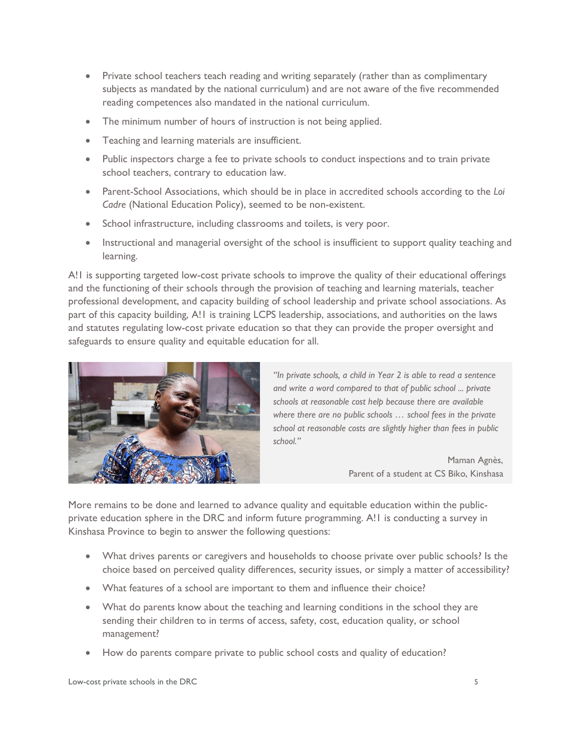- Private school teachers teach reading and writing separately (rather than as complimentary subjects as mandated by the national curriculum) and are not aware of the five recommended reading competences also mandated in the national curriculum.
- The minimum number of hours of instruction is not being applied.
- Teaching and learning materials are insufficient.
- Public inspectors charge a fee to private schools to conduct inspections and to train private school teachers, contrary to education law.
- Parent-School Associations, which should be in place in accredited schools according to the *Loi Cadre* (National Education Policy), seemed to be non-existent.
- School infrastructure, including classrooms and toilets, is very poor.
- Instructional and managerial oversight of the school is insufficient to support quality teaching and learning.

A!1 is supporting targeted low-cost private schools to improve the quality of their educational offerings and the functioning of their schools through the provision of teaching and learning materials, teacher professional development, and capacity building of school leadership and private school associations. As part of this capacity building, A!1 is training LCPS leadership, associations, and authorities on the laws and statutes regulating low-cost private education so that they can provide the proper oversight and safeguards to ensure quality and equitable education for all.

> *"In private schools, a child in Year 2 is able to read a sentence and write a word compared to that of public school ... private schools at reasonable cost help because there are available where there are no public schools … school fees in the private school at reasonable costs are slightly higher than fees in public school."*
>
> Maman Agnès,
> Parent of a student at CS Biko, Kinshasa

More remains to be done and learned to advance quality and equitable education within the public-private education sphere in the DRC and inform future programming. A!1 is conducting a survey in Kinshasa Province to begin to answer the following questions:

- What drives parents or caregivers and households to choose private over public schools? Is the choice based on perceived quality differences, security issues, or simply a matter of accessibility?
- What features of a school are important to them and influence their choice?
- What do parents know about the teaching and learning conditions in the school they are sending their children to in terms of access, safety, cost, education quality, or school management?
- How do parents compare private to public school costs and quality of education?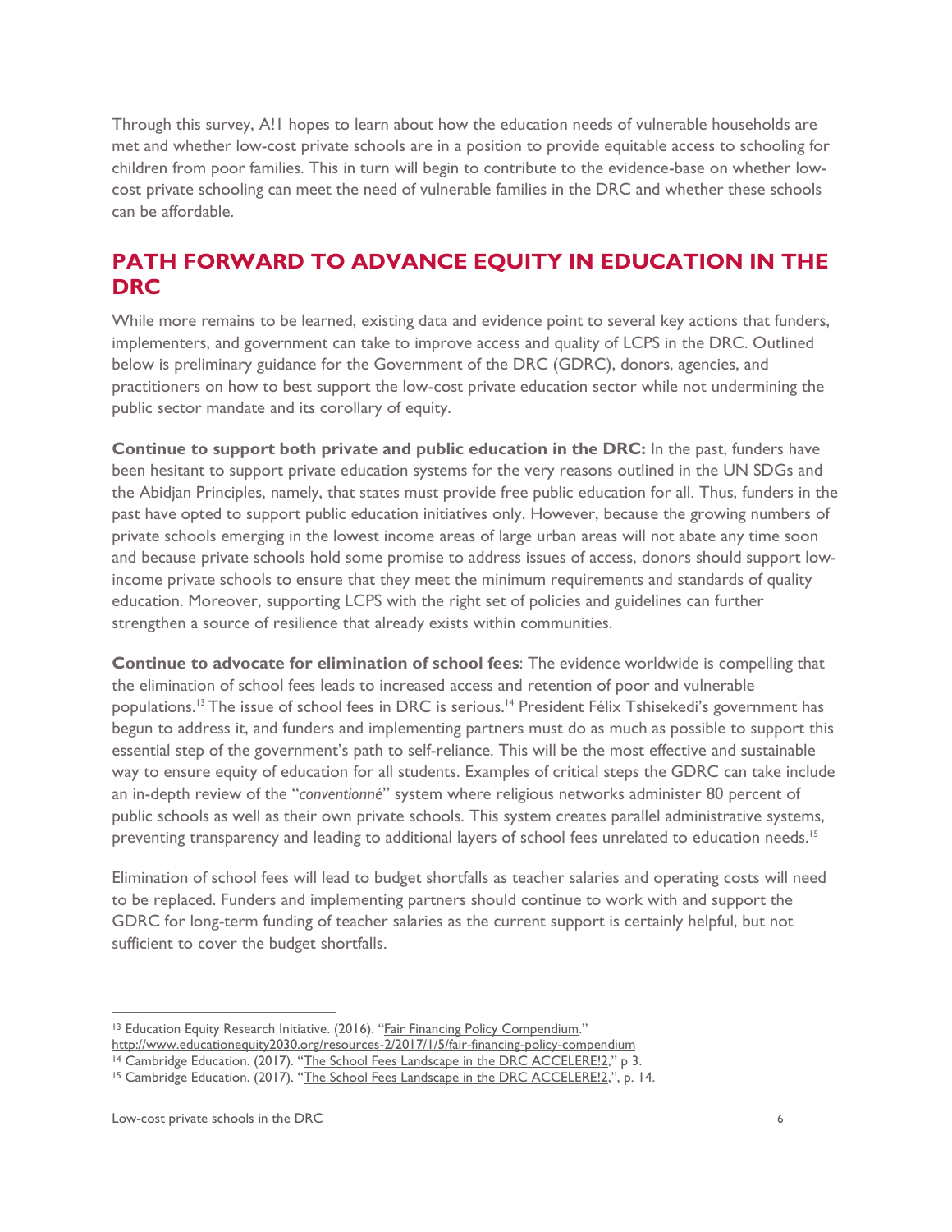Through this survey, A!1 hopes to learn about how the education needs of vulnerable households are met and whether low-cost private schools are in a position to provide equitable access to schooling for children from poor families. This in turn will begin to contribute to the evidence-base on whether low-cost private schooling can meet the need of vulnerable families in the DRC and whether these schools can be affordable.

## PATH FORWARD TO ADVANCE EQUITY IN EDUCATION IN THE DRC

While more remains to be learned, existing data and evidence point to several key actions that funders, implementers, and government can take to improve access and quality of LCPS in the DRC. Outlined below is preliminary guidance for the Government of the DRC (GDRC), donors, agencies, and practitioners on how to best support the low-cost private education sector while not undermining the public sector mandate and its corollary of equity.

**Continue to support both private and public education in the DRC:** In the past, funders have been hesitant to support private education systems for the very reasons outlined in the UN SDGs and the Abidjan Principles, namely, that states must provide free public education for all. Thus, funders in the past have opted to support public education initiatives only. However, because the growing numbers of private schools emerging in the lowest income areas of large urban areas will not abate any time soon and because private schools hold some promise to address issues of access, donors should support low-income private schools to ensure that they meet the minimum requirements and standards of quality education. Moreover, supporting LCPS with the right set of policies and guidelines can further strengthen a source of resilience that already exists within communities.

**Continue to advocate for elimination of school fees**: The evidence worldwide is compelling that the elimination of school fees leads to increased access and retention of poor and vulnerable populations.[13] The issue of school fees in DRC is serious.[14] President Félix Tshisekedi's government has begun to address it, and funders and implementing partners must do as much as possible to support this essential step of the government's path to self-reliance. This will be the most effective and sustainable way to ensure equity of education for all students. Examples of critical steps the GDRC can take include an in-depth review of the "*conventionné*" system where religious networks administer 80 percent of public schools as well as their own private schools. This system creates parallel administrative systems, preventing transparency and leading to additional layers of school fees unrelated to education needs.[15]

Elimination of school fees will lead to budget shortfalls as teacher salaries and operating costs will need to be replaced. Funders and implementing partners should continue to work with and support the GDRC for long-term funding of teacher salaries as the current support is certainly helpful, but not sufficient to cover the budget shortfalls.

---

[13] Education Equity Research Initiative. (2016). "Fair Financing Policy Compendium." http://www.educationequity2030.org/resources-2/2017/1/5/fair-financing-policy-compendium

[14] Cambridge Education. (2017). "The School Fees Landscape in the DRC ACCELERE!2," p 3.

[15] Cambridge Education. (2017). "The School Fees Landscape in the DRC ACCELERE!2,", p. 14.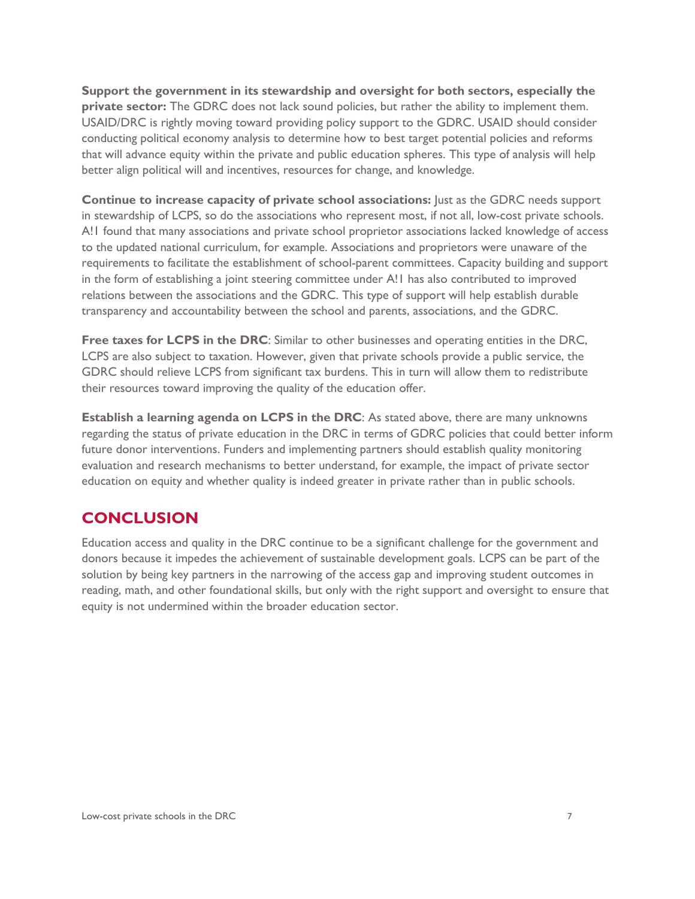**Support the government in its stewardship and oversight for both sectors, especially the private sector:** The GDRC does not lack sound policies, but rather the ability to implement them. USAID/DRC is rightly moving toward providing policy support to the GDRC. USAID should consider conducting political economy analysis to determine how to best target potential policies and reforms that will advance equity within the private and public education spheres. This type of analysis will help better align political will and incentives, resources for change, and knowledge.

**Continue to increase capacity of private school associations:** Just as the GDRC needs support in stewardship of LCPS, so do the associations who represent most, if not all, low-cost private schools. A!I found that many associations and private school proprietor associations lacked knowledge of access to the updated national curriculum, for example. Associations and proprietors were unaware of the requirements to facilitate the establishment of school-parent committees. Capacity building and support in the form of establishing a joint steering committee under A!I has also contributed to improved relations between the associations and the GDRC. This type of support will help establish durable transparency and accountability between the school and parents, associations, and the GDRC.

**Free taxes for LCPS in the DRC**: Similar to other businesses and operating entities in the DRC, LCPS are also subject to taxation. However, given that private schools provide a public service, the GDRC should relieve LCPS from significant tax burdens. This in turn will allow them to redistribute their resources toward improving the quality of the education offer.

**Establish a learning agenda on LCPS in the DRC**: As stated above, there are many unknowns regarding the status of private education in the DRC in terms of GDRC policies that could better inform future donor interventions. Funders and implementing partners should establish quality monitoring evaluation and research mechanisms to better understand, for example, the impact of private sector education on equity and whether quality is indeed greater in private rather than in public schools.

## CONCLUSION

Education access and quality in the DRC continue to be a significant challenge for the government and donors because it impedes the achievement of sustainable development goals. LCPS can be part of the solution by being key partners in the narrowing of the access gap and improving student outcomes in reading, math, and other foundational skills, but only with the right support and oversight to ensure that equity is not undermined within the broader education sector.